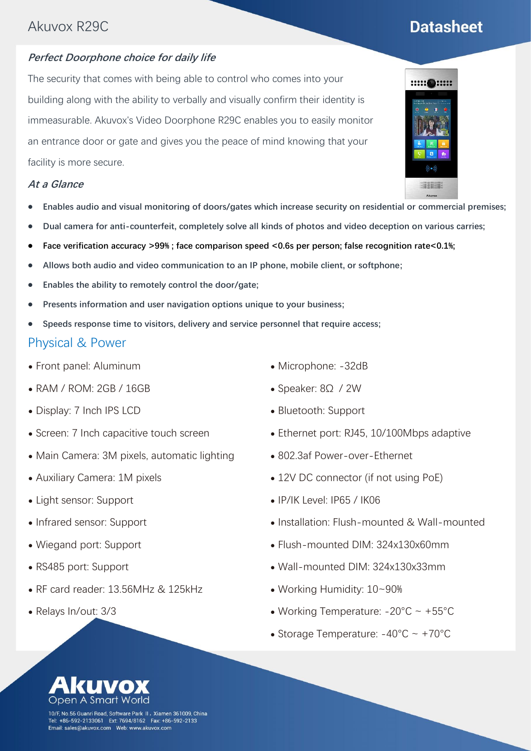# Akuvox R29C

## Datasheet

### *Perfect Doorphone choice for daily life*

The security that comes with being able to control who comes into your building along with the ability to verbally and visually confirm their identity is immeasurable. Akuvox's Video Doorphone R29C enables you to easily monitor an entrance door or gate and gives you the peace of mind knowing that your facility is more secure.

### *At a Glance*

- **Enables audio and visual monitoring of doors/gates which increase security on residential or commercial premises;**
- **Dual camera for anti-counterfeit, completely solve all kinds of photos and video deception on various carries;**
- **Face verification accuracy >99% ; face comparison speed <0.6s per person; false recognition rate<0.1%;**
- **Allows both audio and video communication to an IP phone, mobile client, or softphone;**
- **Enables the ability to remotely control the door/gate;**
- **Presents information and user navigation options unique to your business;**
- **Speeds response time to visitors, delivery and service personnel that require access;**

## Physical & Power

- Front panel: Aluminum
- RAM / ROM: 2GB / 16GB
- Display: 7 Inch IPS LCD
- Screen: 7 Inch capacitive touch screen
- Main Camera: 3M pixels, automatic lighting
- Auxiliary Camera: 1M pixels
- Light sensor: Support
- Infrared sensor: Support
- Wiegand port: Support
- RS485 port: Support
- RF card reader: 13.56MHz & 125kHz
- Relays In/out: 3/3
- Microphone: -32dB
- Speaker: 8Ω / 2W
- Bluetooth: Support
- Ethernet port: RJ45, 10/100Mbps adaptive
- 802.3af Power-over-Ethernet
- 12V DC connector (if not using PoE)
- IP/IK Level: IP65 / IK06
- Installation: Flush-mounted & Wall-mounted
- Flush-mounted DIM: 324x130x60mm
- Wall-mounted DIM: 324x130x33mm
- Working Humidity: 10~90%
- Working Temperature: -20°C ~ +55°C
- Storage Temperature: -40°C ~ +70°C

**Akuvox**
Open A Smart World

10/F, No.56 Guanri Road, Software Park II, Xiamen 361009, China
Tel: +86-592-2133061 Ext: 7694/8162 Fax: +86-592-2133
Email: sales@akuvox.com Web: www.akuvox.com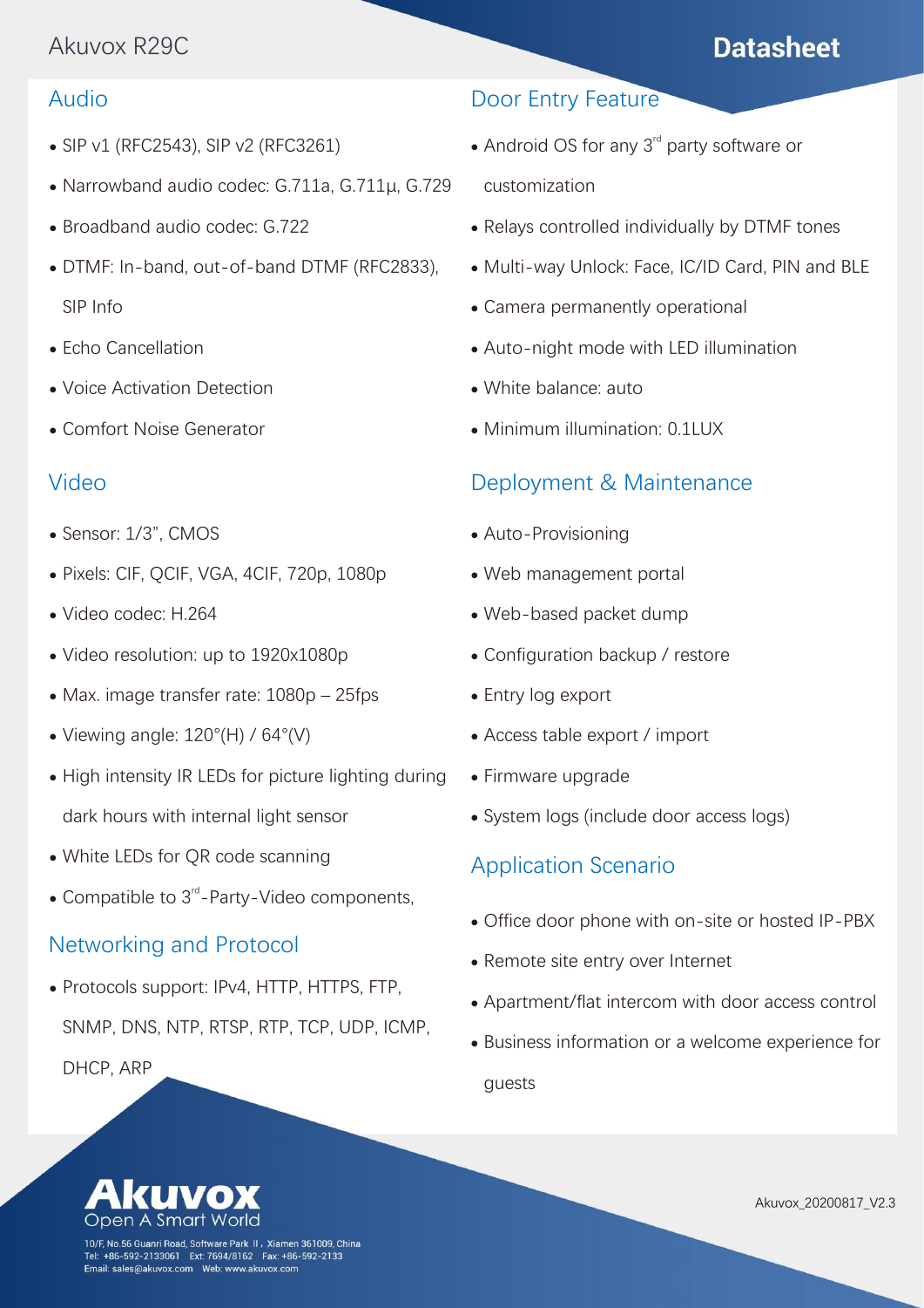## Audio

- SIP v1 (RFC2543), SIP v2 (RFC3261)
- Narrowband audio codec: G.711a, G.711μ, G.729
- Broadband audio codec: G.722
- DTMF: In-band, out-of-band DTMF (RFC2833), SIP Info
- Echo Cancellation
- Voice Activation Detection
- Comfort Noise Generator

## Video

- Sensor: 1/3", CMOS
- Pixels: CIF, QCIF, VGA, 4CIF, 720p, 1080p
- Video codec: H.264
- Video resolution: up to 1920x1080p
- Max. image transfer rate: 1080p – 25fps
- Viewing angle: 120°(H) / 64°(V)
- High intensity IR LEDs for picture lighting during dark hours with internal light sensor
- White LEDs for QR code scanning
- Compatible to 3rd-Party-Video components,

## Networking and Protocol

- Protocols support: IPv4, HTTP, HTTPS, FTP, SNMP, DNS, NTP, RTSP, RTP, TCP, UDP, ICMP, DHCP, ARP

## Door Entry Feature

- Android OS for any 3rd party software or customization
- Relays controlled individually by DTMF tones
- Multi-way Unlock: Face, IC/ID Card, PIN and BLE
- Camera permanently operational
- Auto-night mode with LED illumination
- White balance: auto
- Minimum illumination: 0.1LUX

## Deployment & Maintenance

- Auto-Provisioning
- Web management portal
- Web-based packet dump
- Configuration backup / restore
- Entry log export
- Access table export / import
- Firmware upgrade
- System logs (include door access logs)

## Application Scenario

- Office door phone with on-site or hosted IP-PBX
- Remote site entry over Internet
- Apartment/flat intercom with door access control
- Business information or a welcome experience for guests

Akuvox
Open A Smart World

10/F, No.56 Guanri Road, Software Park Ⅱ, Xiamen 361009, China
Tel: +86-592-2133061 Ext: 7694/8162 Fax: +86-592-2133
Email: sales@akuvox.com Web: www.akuvox.com

Akuvox_20200817_V2.3